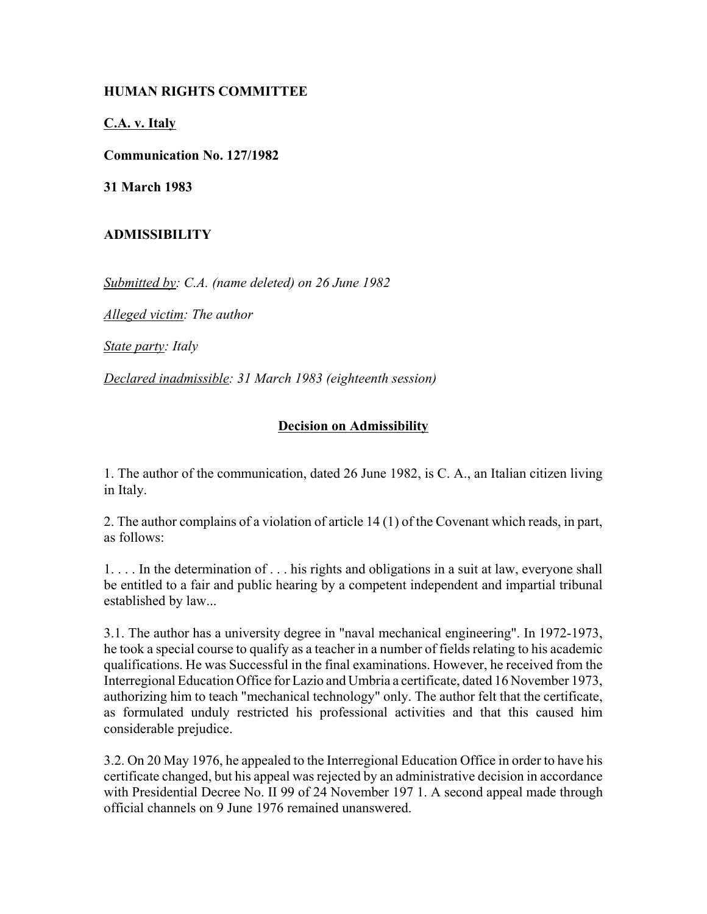**HUMAN RIGHTS COMMITTEE**

**C.A. v. Italy**

**Communication No. 127/1982**

**31 March 1983**

**ADMISSIBILITY**

*Submitted by: C.A. (name deleted) on 26 June 1982*

*Alleged victim: The author*

*State party: Italy*

*Declared inadmissible: 31 March 1983 (eighteenth session)*

**Decision on Admissibility**

1. The author of the communication, dated 26 June 1982, is C. A., an Italian citizen living in Italy.

2. The author complains of a violation of article 14 (1) of the Covenant which reads, in part, as follows:

1. . . . In the determination of . . . his rights and obligations in a suit at law, everyone shall be entitled to a fair and public hearing by a competent independent and impartial tribunal established by law...

3.1. The author has a university degree in "naval mechanical engineering". In 1972-1973, he took a special course to qualify as a teacher in a number of fields relating to his academic qualifications. He was Successful in the final examinations. However, he received from the Interregional Education Office for Lazio and Umbria a certificate, dated 16 November 1973, authorizing him to teach "mechanical technology" only. The author felt that the certificate, as formulated unduly restricted his professional activities and that this caused him considerable prejudice.

3.2. On 20 May 1976, he appealed to the Interregional Education Office in order to have his certificate changed, but his appeal was rejected by an administrative decision in accordance with Presidential Decree No. II 99 of 24 November 197 1. A second appeal made through official channels on 9 June 1976 remained unanswered.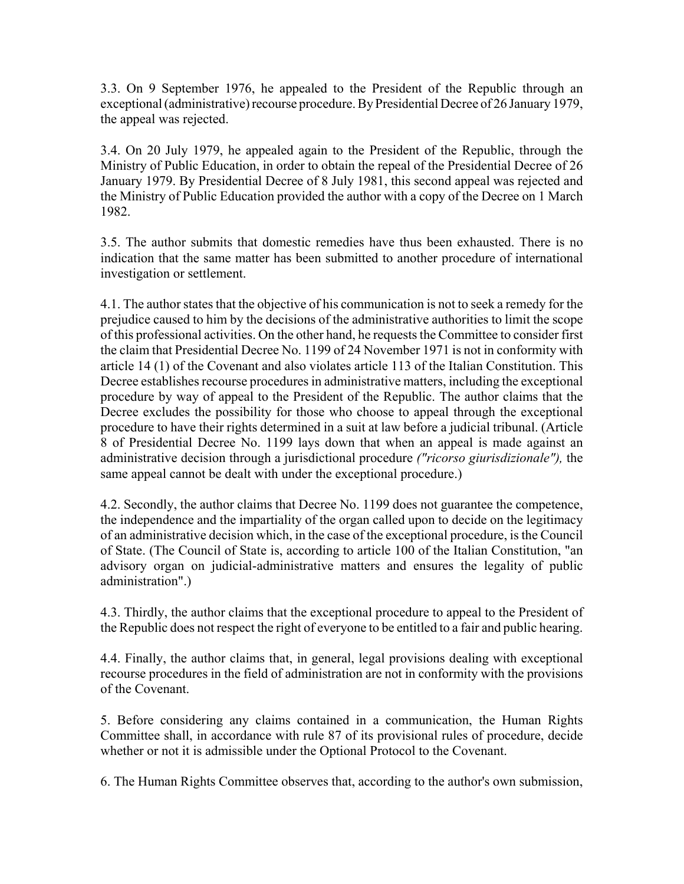3.3. On 9 September 1976, he appealed to the President of the Republic through an exceptional (administrative) recourse procedure. By Presidential Decree of 26 January 1979, the appeal was rejected.

3.4. On 20 July 1979, he appealed again to the President of the Republic, through the Ministry of Public Education, in order to obtain the repeal of the Presidential Decree of 26 January 1979. By Presidential Decree of 8 July 1981, this second appeal was rejected and the Ministry of Public Education provided the author with a copy of the Decree on 1 March 1982.

3.5. The author submits that domestic remedies have thus been exhausted. There is no indication that the same matter has been submitted to another procedure of international investigation or settlement.

4.1. The author states that the objective of his communication is not to seek a remedy for the prejudice caused to him by the decisions of the administrative authorities to limit the scope of this professional activities. On the other hand, he requests the Committee to consider first the claim that Presidential Decree No. 1199 of 24 November 1971 is not in conformity with article 14 (1) of the Covenant and also violates article 113 of the Italian Constitution. This Decree establishes recourse procedures in administrative matters, including the exceptional procedure by way of appeal to the President of the Republic. The author claims that the Decree excludes the possibility for those who choose to appeal through the exceptional procedure to have their rights determined in a suit at law before a judicial tribunal. (Article 8 of Presidential Decree No. 1199 lays down that when an appeal is made against an administrative decision through a jurisdictional procedure *("ricorso giurisdizionale"),* the same appeal cannot be dealt with under the exceptional procedure.)

4.2. Secondly, the author claims that Decree No. 1199 does not guarantee the competence, the independence and the impartiality of the organ called upon to decide on the legitimacy of an administrative decision which, in the case of the exceptional procedure, is the Council of State. (The Council of State is, according to article 100 of the Italian Constitution, "an advisory organ on judicial-administrative matters and ensures the legality of public administration".)

4.3. Thirdly, the author claims that the exceptional procedure to appeal to the President of the Republic does not respect the right of everyone to be entitled to a fair and public hearing.

4.4. Finally, the author claims that, in general, legal provisions dealing with exceptional recourse procedures in the field of administration are not in conformity with the provisions of the Covenant.

5. Before considering any claims contained in a communication, the Human Rights Committee shall, in accordance with rule 87 of its provisional rules of procedure, decide whether or not it is admissible under the Optional Protocol to the Covenant.

6. The Human Rights Committee observes that, according to the author's own submission,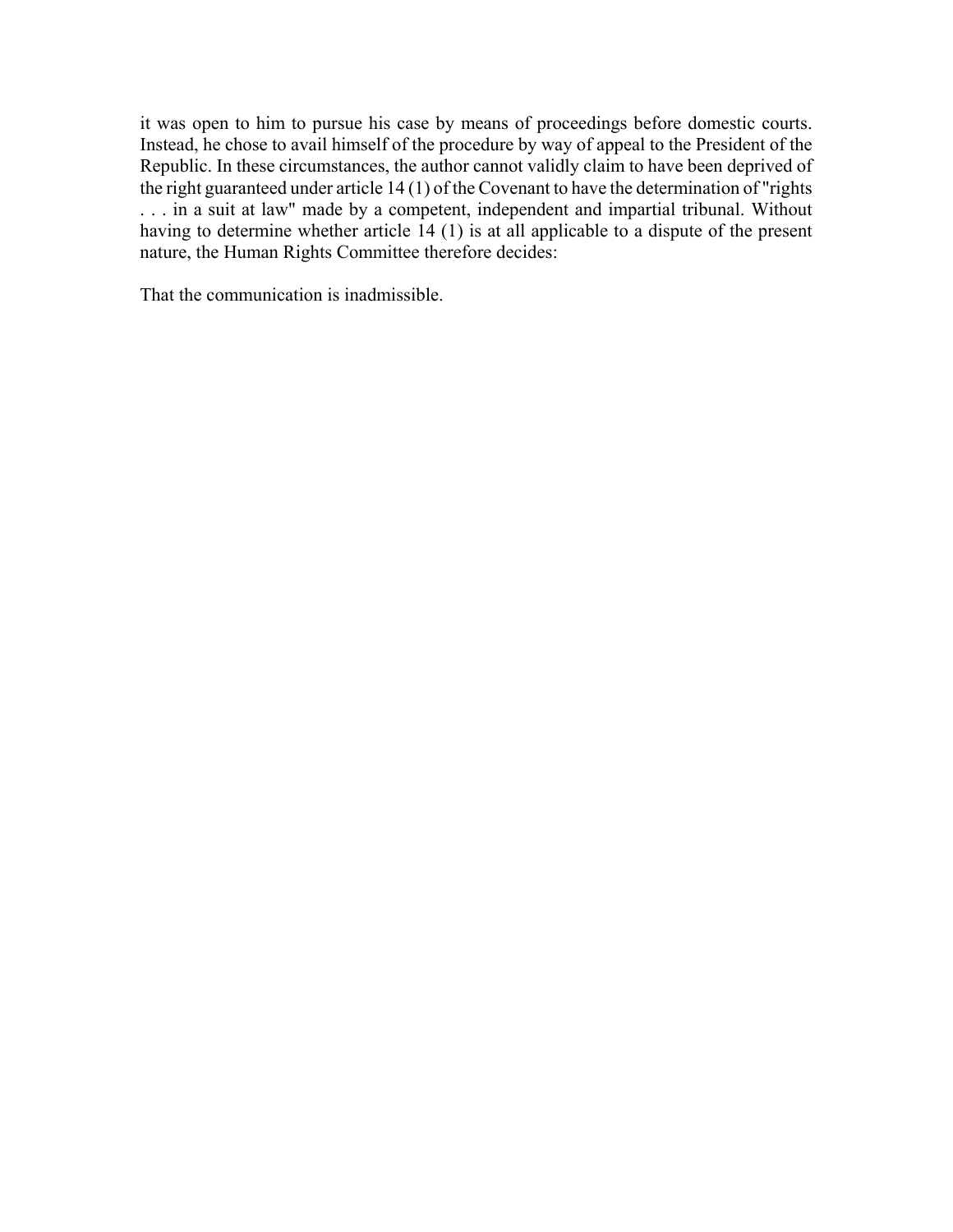it was open to him to pursue his case by means of proceedings before domestic courts. Instead, he chose to avail himself of the procedure by way of appeal to the President of the Republic. In these circumstances, the author cannot validly claim to have been deprived of the right guaranteed under article 14 (1) of the Covenant to have the determination of "rights . . . in a suit at law" made by a competent, independent and impartial tribunal. Without having to determine whether article 14 (1) is at all applicable to a dispute of the present nature, the Human Rights Committee therefore decides:

That the communication is inadmissible.